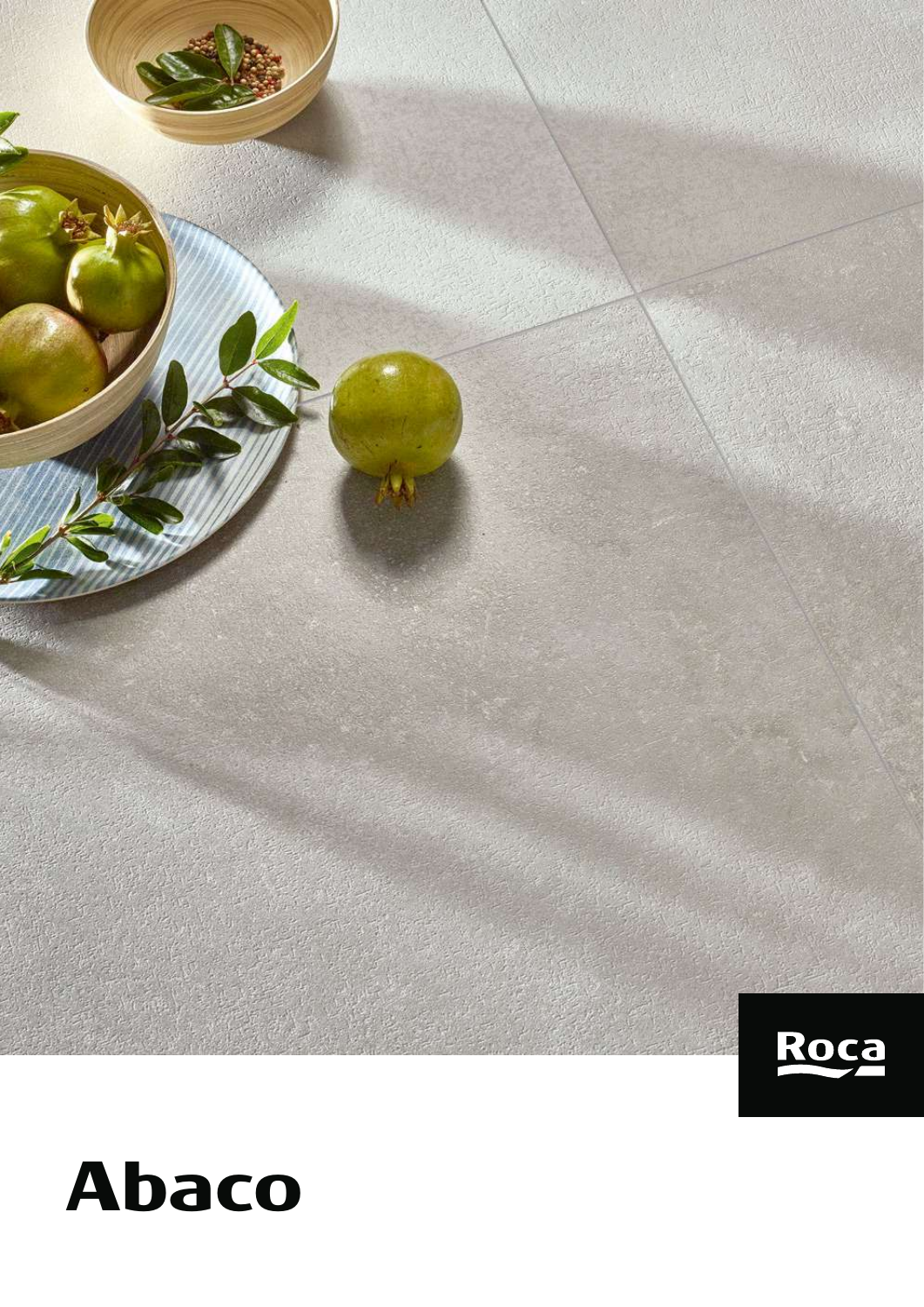Roca

# Abaco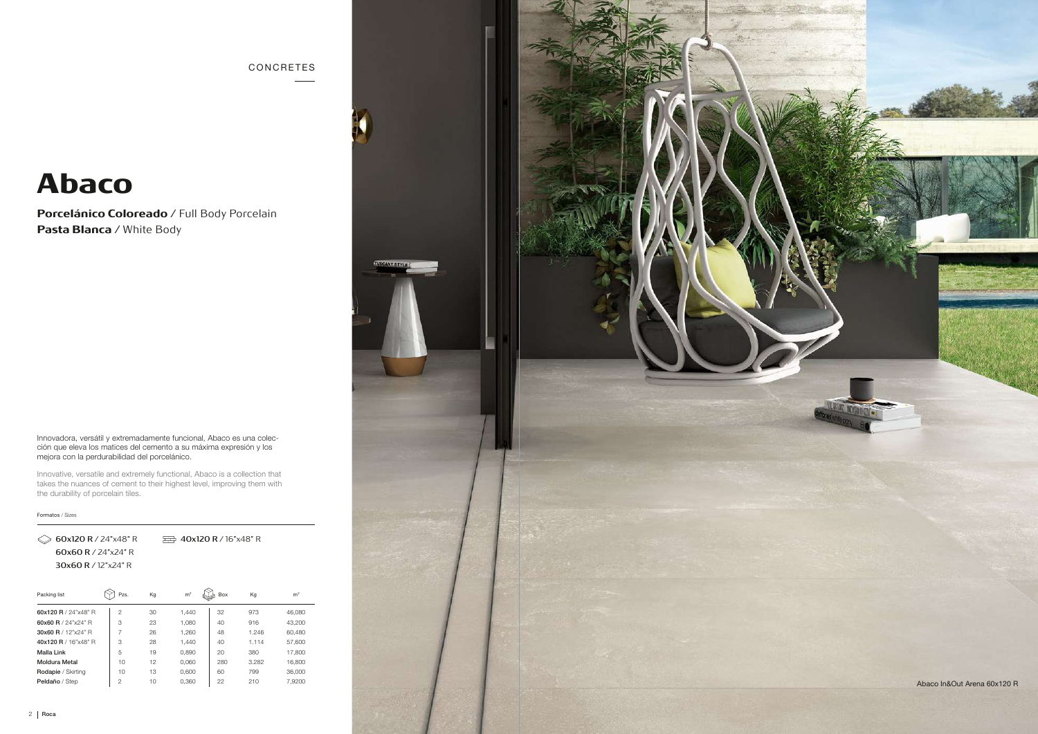CONCRETES

# Abaco

**Porcelánico Coloreado** / Full Body Porcelain
**Pasta Blanca** / White Body

Innovadora, versátil y extremadamente funcional, Abaco es una colección que eleva los matices del cemento a su máxima expresión y los mejora con la perdurabilidad del porcelánico.

Innovative, versatile and extremely functional, Abaco is a collection that takes the nuances of cement to their highest level, improving them with the durability of porcelain tiles.

Formatos / Sizes

**60x120 R** / 24"x48" R
**60x60 R** / 24"x24" R
**30x60 R** / 12"x24" R
**40x120 R** / 16"x48" R

| Packing list | Pzs. | Kg | m² | Box | Kg | m² |
|---|---|---|---|---|---|---|
| **60x120 R** / 24"x48" R | 2 | 30 | 1,440 | 32 | 973 | 46,080 |
| **60x60 R** / 24"x24" R | 3 | 23 | 1,080 | 40 | 916 | 43,200 |
| **30x60 R** / 12"x24" R | 7 | 26 | 1,260 | 48 | 1.246 | 60,480 |
| **40x120 R** / 16"x48" R | 3 | 28 | 1,440 | 40 | 1.114 | 57,600 |
| **Malla Link** | 5 | 19 | 0,890 | 20 | 380 | 17,800 |
| **Moldura Metal** | 10 | 12 | 0,060 | 280 | 3.282 | 16,800 |
| **Rodapie** / Skirting | 10 | 13 | 0,600 | 60 | 799 | 36,000 |
| **Peldaño** / Step | 2 | 10 | 0,360 | 22 | 210 | 7,9200 |

Abaco In&Out Arena 60x120 R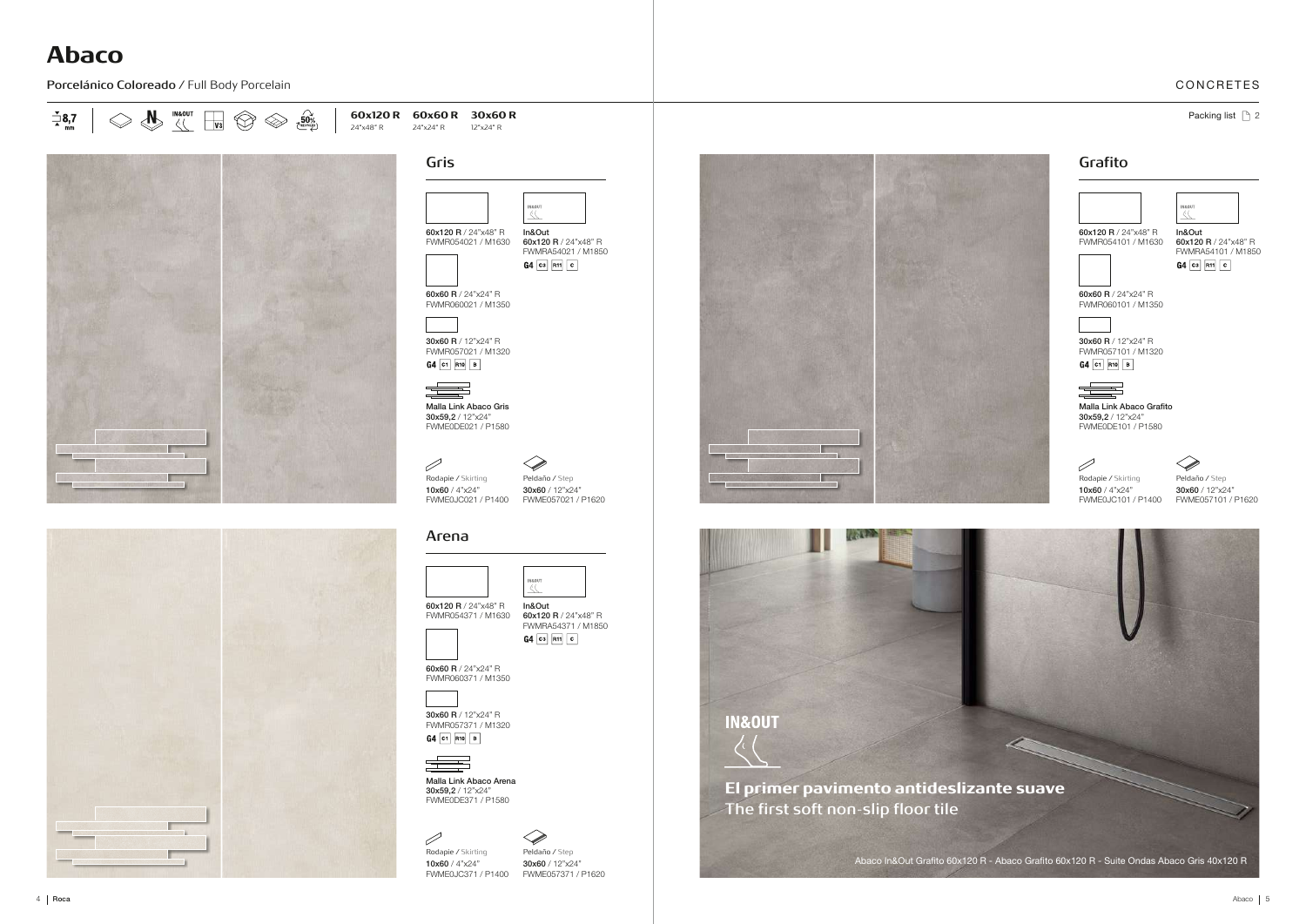# Abaco

**Porcelánico Coloreado** / Full Body Porcelain

CONCRETES

8,7 mm | N | IN&OUT | V3 | 50% RECYCLED

**60x120 R** 24"x48" R | **60x60 R** 24"x24" R | **30x60 R** 12"x24" R

Packing list 2

## Gris

**60x120 R** / 24"x48" R
FWMR054021 / M1630

In&Out
**60x120 R** / 24"x48" R
FWMRA54021 / M1850
G4 C3 R11 C

**60x60 R** / 24"x24" R
FWMR060021 / M1350

**30x60 R** / 12"x24" R
FWMR057021 / M1320
G4 C1 R10 B

Malla Link Abaco Gris
**30x59,2** / 12"x24"
FWME0DE021 / P1580

Rodapie / Skirting
**10x60** / 4"x24"
FWME0JC021 / P1400

Peldaño / Step
**30x60** / 12"x24"
FWME057021 / P1620

## Arena

**60x120 R** / 24"x48" R
FWMR054371 / M1630

In&Out
**60x120 R** / 24"x48" R
FWMRA54371 / M1850
G4 C3 R11 C

**60x60 R** / 24"x24" R
FWMR060371 / M1350

**30x60 R** / 12"x24" R
FWMR057371 / M1320
G4 C1 R10 B

Malla Link Abaco Arena
**30x59,2** / 12"x24"
FWME0DE371 / P1580

Rodapie / Skirting
**10x60** / 4"x24"
FWME0JC371 / P1400

Peldaño / Step
**30x60** / 12"x24"
FWME057371 / P1620

## Grafito

**60x120 R** / 24"x48" R
FWMR054101 / M1630

In&Out
**60x120 R** / 24"x48" R
FWMRA54101 / M1850
G4 C3 R11 C

**60x60 R** / 24"x24" R
FWMR060101 / M1350

**30x60 R** / 12"x24" R
FWMR057101 / M1320
G4 C1 R10 B

Malla Link Abaco Grafito
**30x59,2** / 12"x24"
FWME0DE101 / P1580

Rodapie / Skirting
**10x60** / 4"x24"
FWME0JC101 / P1400

Peldaño / Step
**30x60** / 12"x24"
FWME057101 / P1620

**IN&OUT**

**El primer pavimento antideslizante suave**
The first soft non-slip floor tile

Abaco In&Out Grafito 60x120 R - Abaco Grafito 60x120 R - Suite Ondas Abaco Gris 40x120 R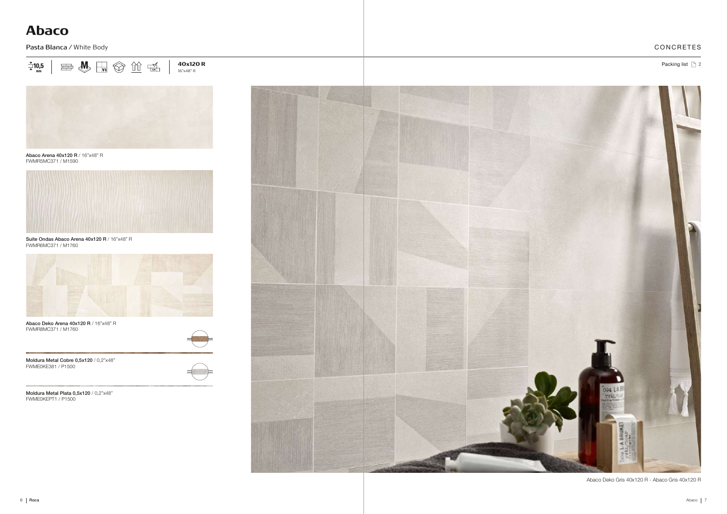# Abaco

**Pasta Blanca /** White Body

CONCRETES

10,5 mm

**40x120 R**
16"x48" R

Packing list 2

**Abaco Arena 40x120 R** / 16"x48" R
FWMR5MC371 / M1590

**Suite Ondas Abaco Arena 40x120 R** / 16"x48" R
FWMR6MC371 / M1760

**Abaco Deko Arena 40x120 R** / 16"x48" R
FWMR8MC371 / M1760

**Moldura Metal Cobre 0,5x120** / 0,2"x48"
FWME0KE381 / P1500

**Moldura Metal Plata 0,5x120** / 0,2"x48"
FWME0KEPT1 / P1500

Abaco Deko Gris 40x120 R - Abaco Gris 40x120 R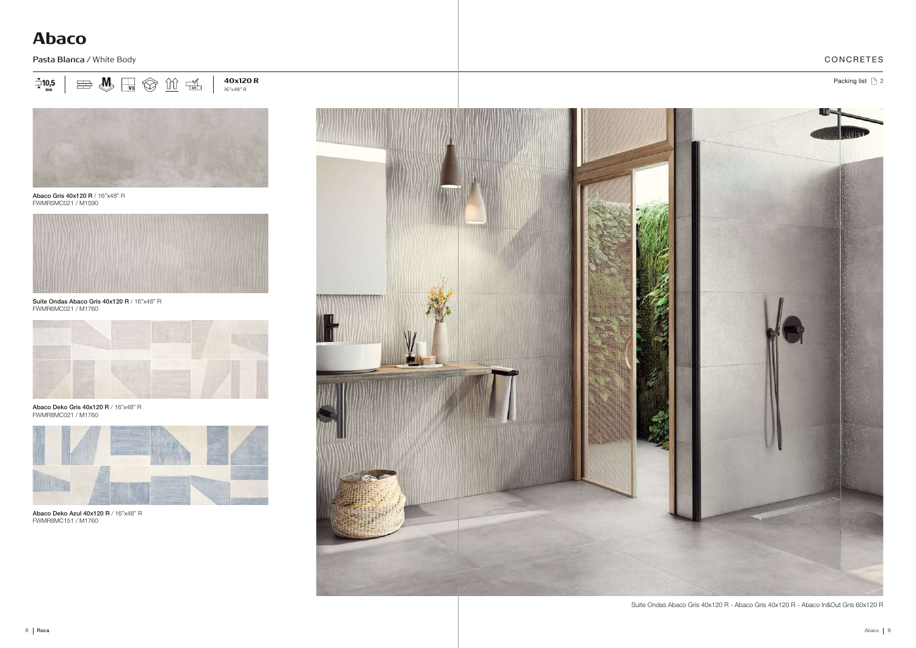# Abaco

**Pasta Blanca** / White Body

CONCRETES

10,5 mm

**40x120 R**
16"x48" R

Packing list 2

**Abaco Gris 40x120 R** / 16"x48" R
FWMR5MC021 / M1590

**Suite Ondas Abaco Gris 40x120 R** / 16"x48" R
FWMR6MC021 / M1760

**Abaco Deko Gris 40x120 R** / 16"x48" R
FWMR8MC021 / M1760

**Abaco Deko Azul 40x120 R** / 16"x48" R
FWMR8MC151 / M1760

Suite Ondas Abaco Gris 40x120 R - Abaco Gris 40x120 R - Abaco In&Out Gris 60x120 R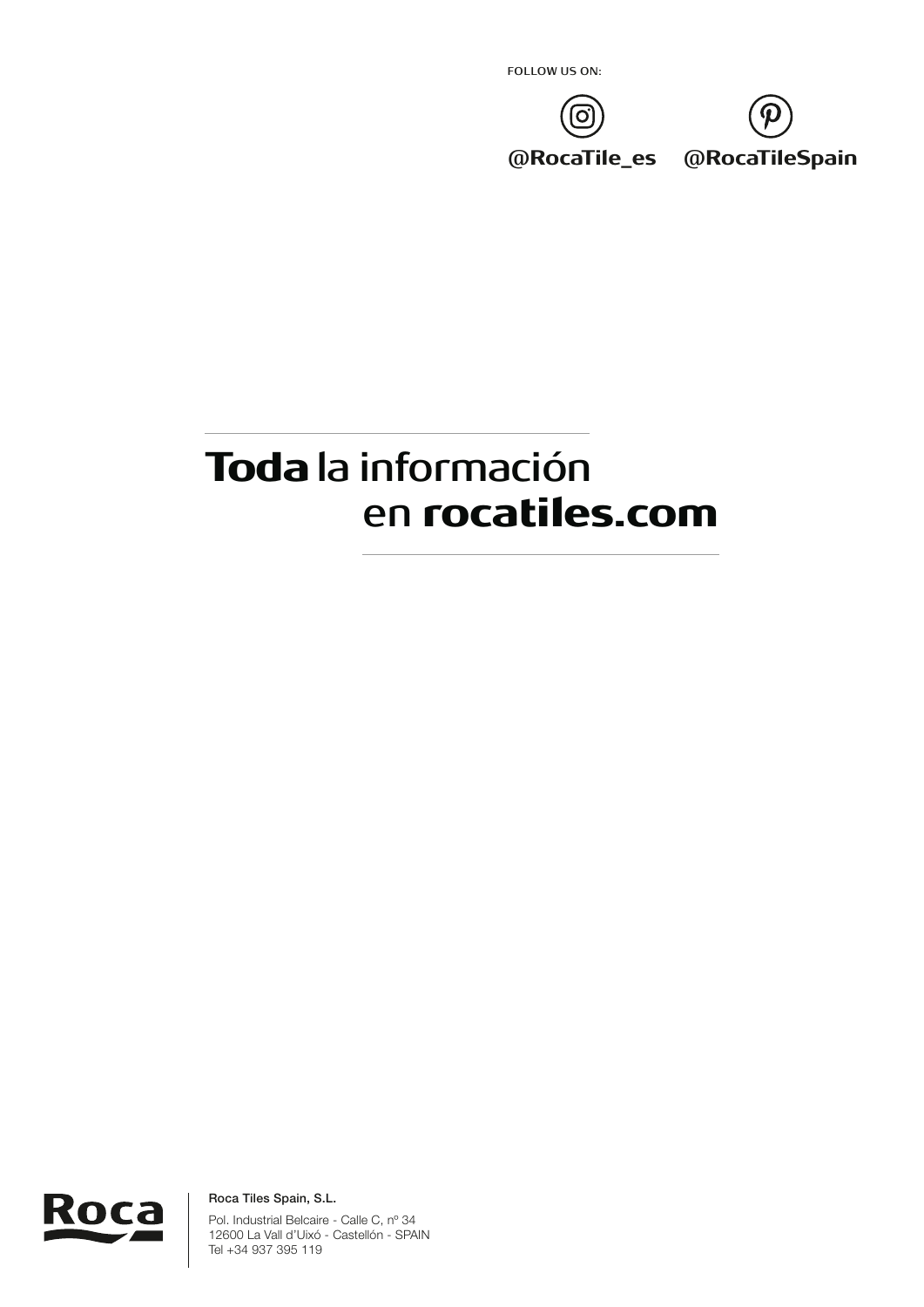FOLLOW US ON:

@RocaTile_es @RocaTileSpain

**Toda** la información
en **rocatiles.com**

Roca

**Roca Tiles Spain, S.L.**

Pol. Industrial Belcaire - Calle C, nº 34
12600 La Vall d'Uixó - Castellón - SPAIN
Tel +34 937 395 119